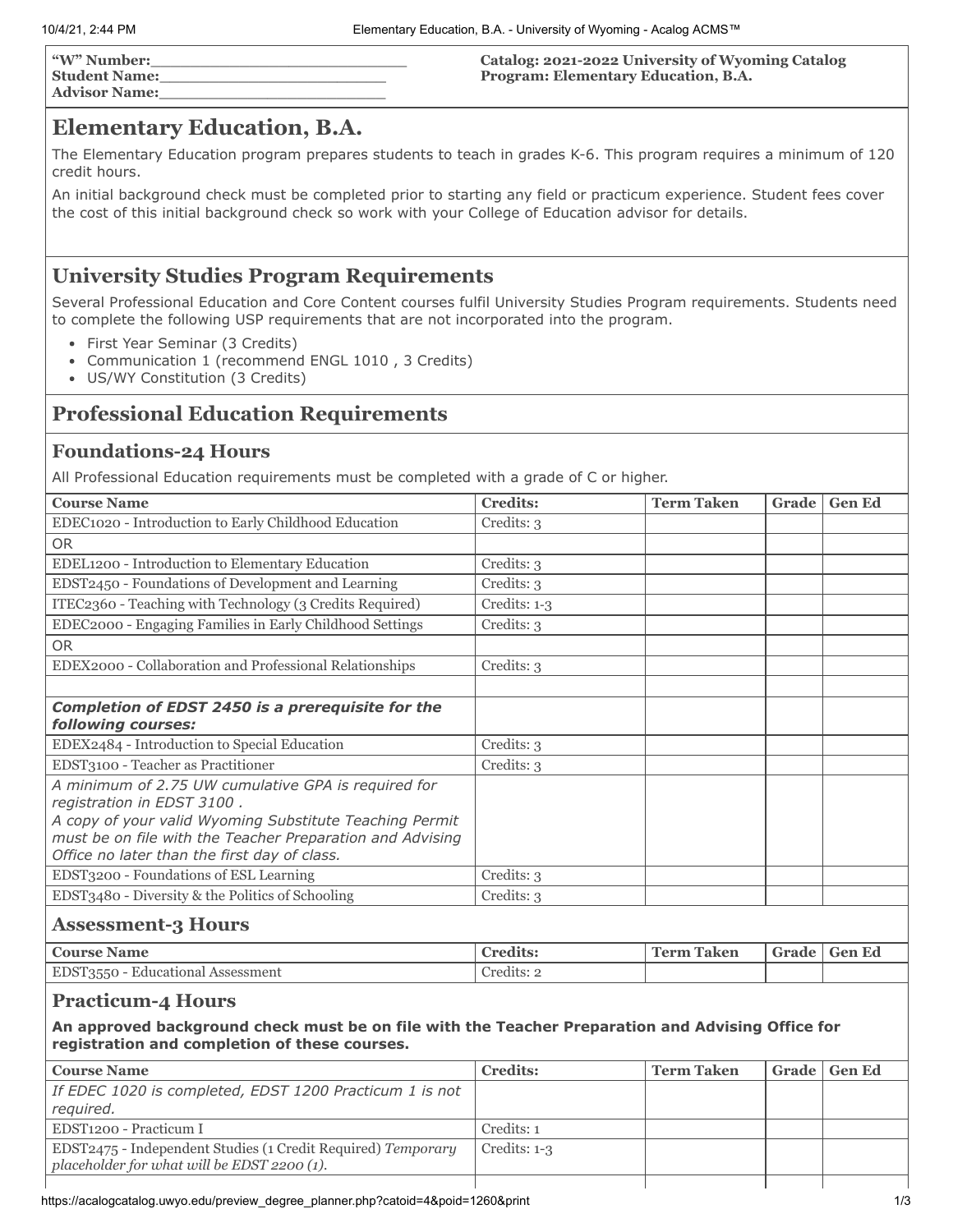| "W" Number:\_\_\_\_\_\_\_\_\_\_\_\_\_\_\_\_\_\_\_\_\_\_\_\_ | Catalog: 2021-2022 University of Wyoming Catalog |
|---|---|
| Student Name:\_\_\_\_\_\_\_\_\_\_\_\_\_\_\_\_\_\_\_\_\_\_\_\_ | Program: Elementary Education, B.A. |
| Advisor Name:\_\_\_\_\_\_\_\_\_\_\_\_\_\_\_\_\_\_\_\_\_\_\_\_ | |

# Elementary Education, B.A.

The Elementary Education program prepares students to teach in grades K-6. This program requires a minimum of 120 credit hours.

An initial background check must be completed prior to starting any field or practicum experience. Student fees cover the cost of this initial background check so work with your College of Education advisor for details.

## University Studies Program Requirements

Several Professional Education and Core Content courses fulfil University Studies Program requirements. Students need to complete the following USP requirements that are not incorporated into the program.

- First Year Seminar (3 Credits)
- Communication 1 (recommend ENGL 1010 , 3 Credits)
- US/WY Constitution (3 Credits)

## Professional Education Requirements

### Foundations-24 Hours

All Professional Education requirements must be completed with a grade of C or higher.

| Course Name | Credits: | Term Taken | Grade | Gen Ed |
|---|---|---|---|---|
| EDEC1020 - Introduction to Early Childhood Education | Credits: 3 | | | |
| OR | | | | |
| EDEL1200 - Introduction to Elementary Education | Credits: 3 | | | |
| EDST2450 - Foundations of Development and Learning | Credits: 3 | | | |
| ITEC2360 - Teaching with Technology (3 Credits Required) | Credits: 1-3 | | | |
| EDEC2000 - Engaging Families in Early Childhood Settings | Credits: 3 | | | |
| OR | | | | |
| EDEX2000 - Collaboration and Professional Relationships | Credits: 3 | | | |
| | | | | |
| ***Completion of EDST 2450 is a prerequisite for the following courses:*** | | | | |
| EDEX2484 - Introduction to Special Education | Credits: 3 | | | |
| EDST3100 - Teacher as Practitioner | Credits: 3 | | | |
| *A minimum of 2.75 UW cumulative GPA is required for registration in EDST 3100 . A copy of your valid Wyoming Substitute Teaching Permit must be on file with the Teacher Preparation and Advising Office no later than the first day of class.* | | | | |
| EDST3200 - Foundations of ESL Learning | Credits: 3 | | | |
| EDST3480 - Diversity & the Politics of Schooling | Credits: 3 | | | |

### Assessment-3 Hours

| Course Name | Credits: | Term Taken | Grade | Gen Ed |
|---|---|---|---|---|
| EDST3550 - Educational Assessment | Credits: 2 | | | |

### Practicum-4 Hours

**An approved background check must be on file with the Teacher Preparation and Advising Office for registration and completion of these courses.**

| Course Name | Credits: | Term Taken | Grade | Gen Ed |
|---|---|---|---|---|
| *If EDEC 1020 is completed, EDST 1200 Practicum 1 is not required.* | | | | |
| EDST1200 - Practicum I | Credits: 1 | | | |
| EDST2475 - Independent Studies (1 Credit Required) *Temporary placeholder for what will be EDST 2200 (1).* | Credits: 1-3 | | | |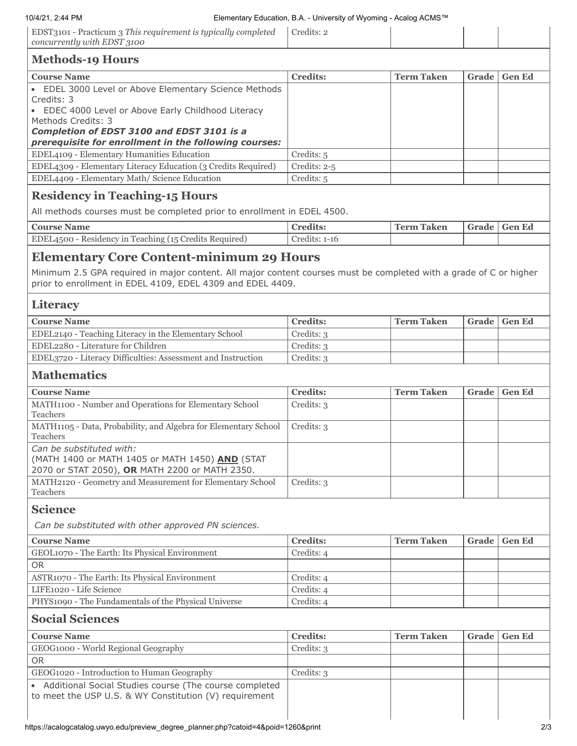| | | | | |
|---|---|---|---|---|
| EDST3101 - Practicum 3 *This requirement is typically completed concurrently with EDST 3100* | Credits: 2 | | | |

## Methods-19 Hours

| Course Name | Credits: | Term Taken | Grade | Gen Ed |
|---|---|---|---|---|
| • EDEL 3000 Level or Above Elementary Science Methods Credits: 3<br>• EDEC 4000 Level or Above Early Childhood Literacy Methods Credits: 3<br>***Completion of EDST 3100 and EDST 3101 is a prerequisite for enrollment in the following courses:*** | | | | |
| EDEL4109 - Elementary Humanities Education | Credits: 5 | | | |
| EDEL4309 - Elementary Literacy Education (3 Credits Required) | Credits: 2-5 | | | |
| EDEL4409 - Elementary Math/ Science Education | Credits: 5 | | | |

## Residency in Teaching-15 Hours

All methods courses must be completed prior to enrollment in EDEL 4500.

| Course Name | Credits: | Term Taken | Grade | Gen Ed |
|---|---|---|---|---|
| EDEL4500 - Residency in Teaching (15 Credits Required) | Credits: 1-16 | | | |

## Elementary Core Content-minimum 29 Hours

Minimum 2.5 GPA required in major content. All major content courses must be completed with a grade of C or higher prior to enrollment in EDEL 4109, EDEL 4309 and EDEL 4409.

### Literacy

| Course Name | Credits: | Term Taken | Grade | Gen Ed |
|---|---|---|---|---|
| EDEL2140 - Teaching Literacy in the Elementary School | Credits: 3 | | | |
| EDEL2280 - Literature for Children | Credits: 3 | | | |
| EDEL3720 - Literacy Difficulties: Assessment and Instruction | Credits: 3 | | | |

### Mathematics

| Course Name | Credits: | Term Taken | Grade | Gen Ed |
|---|---|---|---|---|
| MATH1100 - Number and Operations for Elementary School Teachers | Credits: 3 | | | |
| MATH1105 - Data, Probability, and Algebra for Elementary School Teachers | Credits: 3 | | | |
| *Can be substituted with:*<br>(MATH 1400 or MATH 1405 or MATH 1450) ***AND*** (STAT 2070 or STAT 2050), **OR** MATH 2200 or MATH 2350. | | | | |
| MATH2120 - Geometry and Measurement for Elementary School Teachers | Credits: 3 | | | |

### Science

*Can be substituted with other approved PN sciences.*

| Course Name | Credits: | Term Taken | Grade | Gen Ed |
|---|---|---|---|---|
| GEOL1070 - The Earth: Its Physical Environment | Credits: 4 | | | |
| OR | | | | |
| ASTR1070 - The Earth: Its Physical Environment | Credits: 4 | | | |
| LIFE1020 - Life Science | Credits: 4 | | | |
| PHYS1090 - The Fundamentals of the Physical Universe | Credits: 4 | | | |

### Social Sciences

| Course Name | Credits: | Term Taken | Grade | Gen Ed |
|---|---|---|---|---|
| GEOG1000 - World Regional Geography | Credits: 3 | | | |
| OR | | | | |
| GEOG1020 - Introduction to Human Geography | Credits: 3 | | | |
| • Additional Social Studies course (The course completed to meet the USP U.S. & WY Constitution (V) requirement | | | | |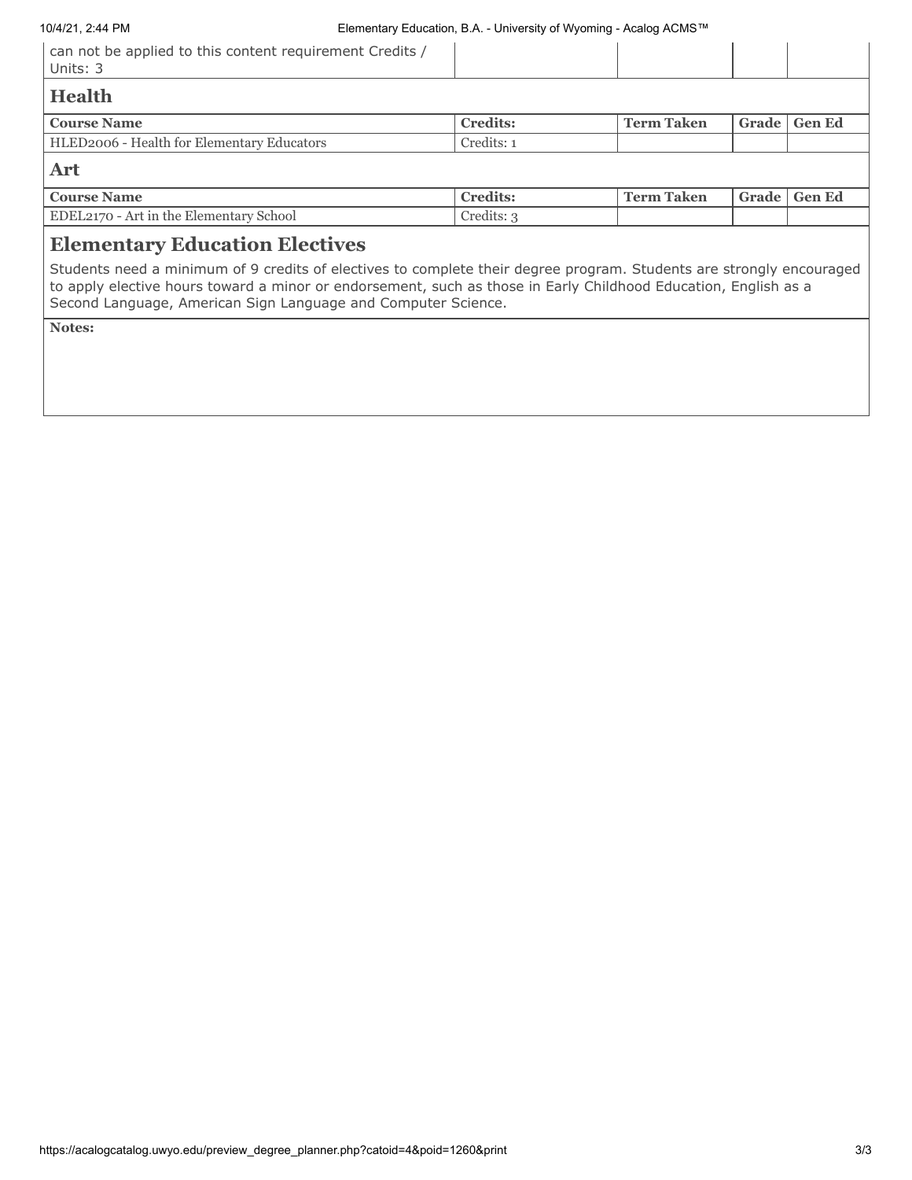| | | | | |
|---|---|---|---|---|
| can not be applied to this content requirement Credits / Units: 3 | | | | |

### Health

| Course Name | Credits: | Term Taken | Grade | Gen Ed |
|---|---|---|---|---|
| HLED2006 - Health for Elementary Educators | Credits: 1 | | | |

### Art

| Course Name | Credits: | Term Taken | Grade | Gen Ed |
|---|---|---|---|---|
| EDEL2170 - Art in the Elementary School | Credits: 3 | | | |

## Elementary Education Electives

Students need a minimum of 9 credits of electives to complete their degree program. Students are strongly encouraged to apply elective hours toward a minor or endorsement, such as those in Early Childhood Education, English as a Second Language, American Sign Language and Computer Science.

**Notes:**